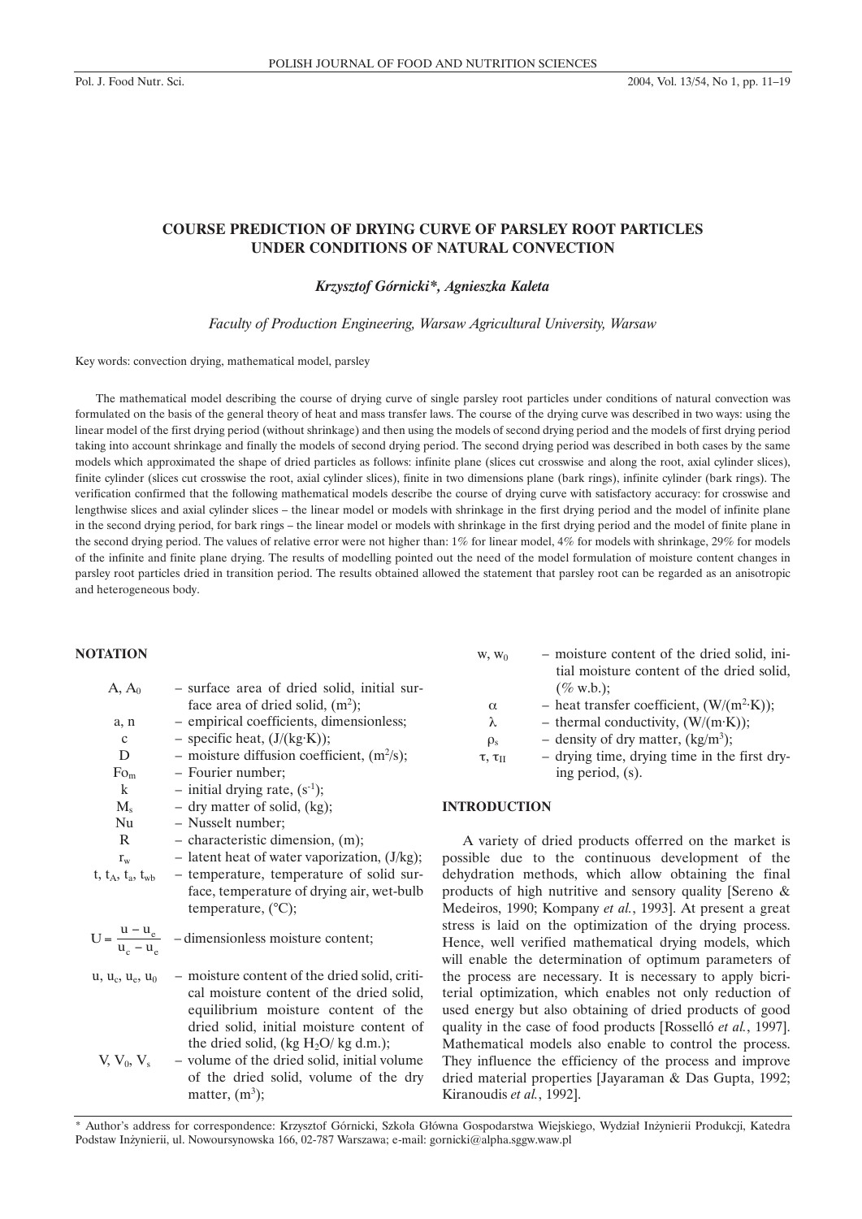# COURSE PREDICTION OF DRYING CURVE OF PARSLEY ROOT PARTICLES UNDER CONDITIONS OF NATURAL CONVECTION

***Krzysztof Górnicki\*, Agnieszka Kaleta***

*Faculty of Production Engineering, Warsaw Agricultural University, Warsaw*

Key words: convection drying, mathematical model, parsley

The mathematical model describing the course of drying curve of single parsley root particles under conditions of natural convection was formulated on the basis of the general theory of heat and mass transfer laws. The course of the drying curve was described in two ways: using the linear model of the first drying period (without shrinkage) and then using the models of second drying period and the models of first drying period taking into account shrinkage and finally the models of second drying period. The second drying period was described in both cases by the same models which approximated the shape of dried particles as follows: infinite plane (slices cut crosswise and along the root, axial cylinder slices), finite cylinder (slices cut crosswise the root, axial cylinder slices), finite in two dimensions plane (bark rings), infinite cylinder (bark rings). The verification confirmed that the following mathematical models describe the course of drying curve with satisfactory accuracy: for crosswise and lengthwise slices and axial cylinder slices – the linear model or models with shrinkage in the first drying period and the model of infinite plane in the second drying period, for bark rings – the linear model or models with shrinkage in the first drying period and the model of finite plane in the second drying period. The values of relative error were not higher than: 1% for linear model, 4% for models with shrinkage, 29% for models of the infinite and finite plane drying. The results of modelling pointed out the need of the model formulation of moisture content changes in parsley root particles dried in transition period. The results obtained allowed the statement that parsley root can be regarded as an anisotropic and heterogeneous body.

## NOTATION

| | |
|---|---|
| $A$, $A_0$ | – surface area of dried solid, initial surface area of dried solid, ($m^2$); |
| a, n | – empirical coefficients, dimensionless; |
| c | – specific heat, (J/(kg·K)); |
| D | – moisture diffusion coefficient, ($m^2$/s); |
| $Fo_m$ | – Fourier number; |
| k | – initial drying rate, ($s^{-1}$); |
| $M_s$ | – dry matter of solid, (kg); |
| Nu | – Nusselt number; |
| R | – characteristic dimension, (m); |
| $r_w$ | – latent heat of water vaporization, (J/kg); |
| $t$, $t_A$, $t_a$, $t_{wb}$ | – temperature, temperature of solid surface, temperature of drying air, wet-bulb temperature, (°C); |
| $U = \dfrac{u - u_e}{u_c - u_e}$ | – dimensionless moisture content; |
| $u$, $u_c$, $u_e$, $u_0$ | – moisture content of the dried solid, critical moisture content of the dried solid, equilibrium moisture content of the dried solid, initial moisture content of the dried solid, (kg $H_2O$/ kg d.m.); |
| $V$, $V_0$, $V_s$ | – volume of the dried solid, initial volume of the dried solid, volume of the dry matter, ($m^3$); |
| $w$, $w_0$ | – moisture content of the dried solid, initial moisture content of the dried solid, (% w.b.); |
| $\alpha$ | – heat transfer coefficient, (W/($m^2$·K)); |
| $\lambda$ | – thermal conductivity, (W/(m·K)); |
| $\rho_s$ | – density of dry matter, (kg/$m^3$); |
| $\tau$, $\tau_{II}$ | – drying time, drying time in the first drying period, (s). |

## INTRODUCTION

A variety of dried products offerred on the market is possible due to the continuous development of the dehydration methods, which allow obtaining the final products of high nutritive and sensory quality [Sereno & Medeiros, 1990; Kompany *et al.*, 1993]. At present a great stress is laid on the optimization of the drying process. Hence, well verified mathematical drying models, which will enable the determination of optimum parameters of the process are necessary. It is necessary to apply bicriterial optimization, which enables not only reduction of used energy but also obtaining of dried products of good quality in the case of food products [Rosselló *et al.*, 1997]. Mathematical models also enable to control the process. They influence the efficiency of the process and improve dried material properties [Jayaraman & Das Gupta, 1992; Kiranoudis *et al.*, 1992].

\* Author's address for correspondence: Krzysztof Górnicki, Szkoła Główna Gospodarstwa Wiejskiego, Wydział Inżynierii Produkcji, Katedra Podstaw Inżynierii, ul. Nowoursynowska 166, 02-787 Warszawa; e-mail: gornicki@alpha.sggw.waw.pl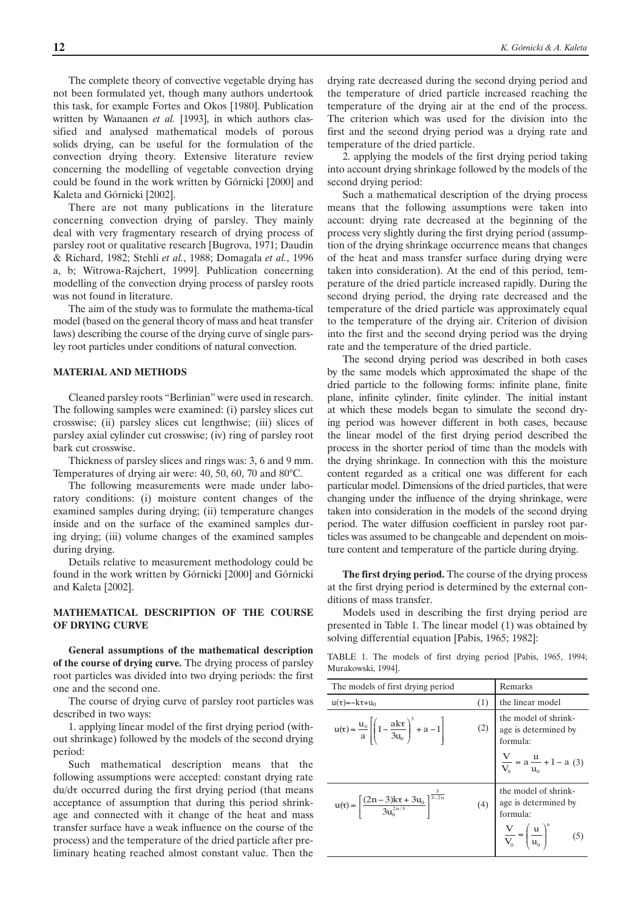The complete theory of convective vegetable drying has not been formulated yet, though many authors undertook this task, for example Fortes and Okos [1980]. Publication written by Wanaanen *et al.* [1993], in which authors classified and analysed mathematical models of porous solids drying, can be useful for the formulation of the convection drying theory. Extensive literature review concerning the modelling of vegetable convection drying could be found in the work written by Górnicki [2000] and Kaleta and Górnicki [2002].

There are not many publications in the literature concerning convection drying of parsley. They mainly deal with very fragmentary research of drying process of parsley root or qualitative research [Bugrova, 1971; Daudin & Richard, 1982; Stehli *et al.*, 1988; Domagała *et al.*, 1996 a, b; Witrowa-Rajchert, 1999]. Publication concerning modelling of the convection drying process of parsley roots was not found in literature.

The aim of the study was to formulate the mathema-tical model (based on the general theory of mass and heat transfer laws) describing the course of the drying curve of single parsley root particles under conditions of natural convection.

## MATERIAL AND METHODS

Cleaned parsley roots "Berlinian" were used in research. The following samples were examined: (i) parsley slices cut crosswise; (ii) parsley slices cut lengthwise; (iii) slices of parsley axial cylinder cut crosswise; (iv) ring of parsley root bark cut crosswise.

Thickness of parsley slices and rings was: 3, 6 and 9 mm. Temperatures of drying air were: 40, 50, 60, 70 and 80°C.

The following measurements were made under laboratory conditions: (i) moisture content changes of the examined samples during drying; (ii) temperature changes inside and on the surface of the examined samples during drying; (iii) volume changes of the examined samples during drying.

Details relative to measurement methodology could be found in the work written by Górnicki [2000] and Górnicki and Kaleta [2002].

## MATHEMATICAL DESCRIPTION OF THE COURSE OF DRYING CURVE

**General assumptions of the mathematical description of the course of drying curve.** The drying process of parsley root particles was divided into two drying periods: the first one and the second one.

The course of drying curve of parsley root particles was described in two ways:

1. applying linear model of the first drying period (without shrinkage) followed by the models of the second drying period:

Such mathematical description means that the following assumptions were accepted: constant drying rate $du/d\tau$ occurred during the first drying period (that means acceptance of assumption that during this period shrinkage and connected with it change of the heat and mass transfer surface have a weak influence on the course of the process) and the temperature of the dried particle after preliminary heating reached almost constant value. Then the drying rate decreased during the second drying period and the temperature of dried particle increased reaching the temperature of the drying air at the end of the process. The criterion which was used for the division into the first and the second drying period was a drying rate and temperature of the dried particle.

2. applying the models of the first drying period taking into account drying shrinkage followed by the models of the second drying period:

Such a mathematical description of the drying process means that the following assumptions were taken into account: drying rate decreased at the beginning of the process very slightly during the first drying period (assumption of the drying shrinkage occurrence means that changes of the heat and mass transfer surface during drying were taken into consideration). At the end of this period, temperature of the dried particle increased rapidly. During the second drying period, the drying rate decreased and the temperature of the dried particle was approximately equal to the temperature of the drying air. Criterion of division into the first and the second drying period was the drying rate and the temperature of the dried particle.

The second drying period was described in both cases by the same models which approximated the shape of the dried particle to the following forms: infinite plane, finite plane, infinite cylinder, finite cylinder. The initial instant at which these models began to simulate the second drying period was however different in both cases, because the linear model of the first drying period described the process in the shorter period of time than the models with the drying shrinkage. In connection with this the moisture content regarded as a critical one was different for each particular model. Dimensions of the dried particles, that were changing under the influence of the drying shrinkage, were taken into consideration in the models of the second drying period. The water diffusion coefficient in parsley root particles was assumed to be changeable and dependent on moisture content and temperature of the particle during drying.

**The first drying period.** The course of the drying process at the first drying period is determined by the external conditions of mass transfer.

Models used in describing the first drying period are presented in Table 1. The linear model (1) was obtained by solving differential equation [Pabis, 1965; 1982]:

TABLE 1. The models of first drying period [Pabis, 1965, 1994; Murakowski, 1994].

| The models of first drying period | | Remarks |
|---|---|---|
| $u(\tau)=-k\tau+u_0$ | (1) | the linear model |
| $u(\tau)=\frac{u_0}{a}\left[\left(1-\frac{ak\tau}{3u_0}\right)^3+a-1\right]$ | (2) | the model of shrinkage is determined by formula: $\frac{V}{V_0}=a\frac{u}{u_0}+1-a$ (3) |
| $u(\tau)=\left[\frac{(2n-3)k\tau+3u_0}{3u_0^{2n/3}}\right]^{\frac{3}{3-2n}}$ | (4) | the model of shrinkage is determined by formula: $\frac{V}{V_0}=\left(\frac{u}{u_0}\right)^n$ (5) |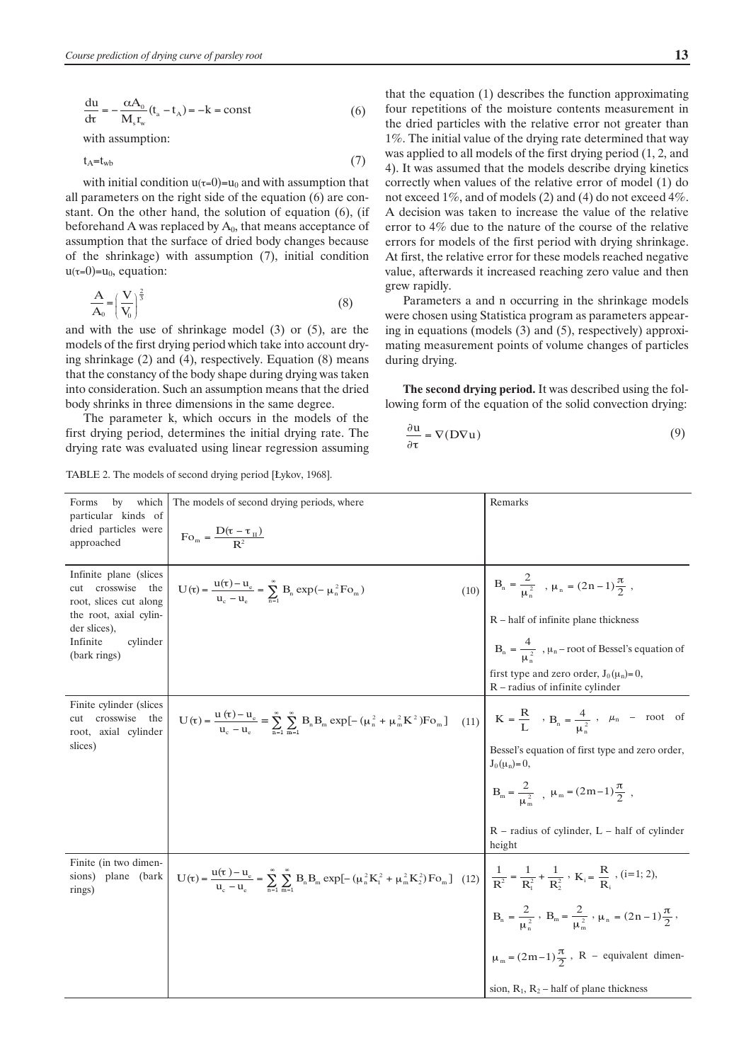$$\frac{du}{d\tau} = -\frac{\alpha A_0}{M_s r_w}(t_a - t_A) = -k = \text{const} \tag{6}$$

with assumption:

$$t_A = t_{wb} \tag{7}$$

with initial condition $u(\tau=0)=u_0$ and with assumption that all parameters on the right side of the equation (6) are constant. On the other hand, the solution of equation (6), (if beforehand A was replaced by $A_0$, that means acceptance of assumption that the surface of dried body changes because of the shrinkage) with assumption (7), initial condition $u(\tau=0)=u_0$, equation:

$$\frac{A}{A_0} = \left(\frac{V}{V_0}\right)^{\frac{2}{3}} \tag{8}$$

and with the use of shrinkage model (3) or (5), are the models of the first drying period which take into account drying shrinkage (2) and (4), respectively. Equation (8) means that the constancy of the body shape during drying was taken into consideration. Such an assumption means that the dried body shrinks in three dimensions in the same degree.

The parameter k, which occurs in the models of the first drying period, determines the initial drying rate. The drying rate was evaluated using linear regression assuming that the equation (1) describes the function approximating four repetitions of the moisture contents measurement in the dried particles with the relative error not greater than 1%. The initial value of the drying rate determined that way was applied to all models of the first drying period (1, 2, and 4). It was assumed that the models describe drying kinetics correctly when values of the relative error of model (1) do not exceed 1%, and of models (2) and (4) do not exceed 4%. A decision was taken to increase the value of the relative error to 4% due to the nature of the course of the relative errors for models of the first period with drying shrinkage. At first, the relative error for these models reached negative value, afterwards it increased reaching zero value and then grew rapidly.

Parameters a and n occurring in the shrinkage models were chosen using Statistica program as parameters appearing in equations (models (3) and (5), respectively) approximating measurement points of volume changes of particles during drying.

**The second drying period.** It was described using the following form of the equation of the solid convection drying:

$$\frac{\partial u}{\partial \tau} = \nabla(D\nabla u) \tag{9}$$

TABLE 2. The models of second drying period [Łykov, 1968].

| Forms by which particular kinds of dried particles were approached | The models of second drying periods, where $Fo_m = \frac{D(\tau - \tau_{II})}{R^2}$ | Remarks |
|---|---|---|
| Infinite plane (slices cut crosswise the root, slices cut along the root, axial cylinder slices), Infinite cylinder (bark rings) | $U(\tau) = \frac{u(\tau) - u_e}{u_c - u_e} = \sum_{n=1}^{\infty} B_n \exp(-\mu_n^2 Fo_m)$ (10) | $B_n = \frac{2}{\mu_n^2}$, $\mu_n = (2n-1)\frac{\pi}{2}$, R – half of infinite plane thickness; $B_n = \frac{4}{\mu_n^2}$, $\mu_n$ – root of Bessel's equation of first type and zero order, $J_0(\mu_n)=0$, R – radius of infinite cylinder |
| Finite cylinder (slices cut crosswise the root, axial cylinder slices) | $U(\tau) = \frac{u(\tau) - u_e}{u_c - u_e} = \sum_{n=1}^{\infty}\sum_{m=1}^{\infty} B_n B_m \exp[-(\mu_n^2 + \mu_m^2 K^2) Fo_m]$ (11) | $K = \frac{R}{L}$, $B_n = \frac{4}{\mu_n^2}$, $\mu_n$ – root of Bessel's equation of first type and zero order, $J_0(\mu_n)=0$, $B_m = \frac{2}{\mu_m^2}$, $\mu_m = (2m-1)\frac{\pi}{2}$, R – radius of cylinder, L – half of cylinder height |
| Finite (in two dimensions) plane (bark rings) | $U(\tau) = \frac{u(\tau) - u_e}{u_c - u_e} = \sum_{n=1}^{\infty}\sum_{m=1}^{\infty} B_n B_m \exp[-(\mu_n^2 K_1^2 + \mu_m^2 K_2^2) Fo_m]$ (12) | $\frac{1}{R^2} = \frac{1}{R_1^2} + \frac{1}{R_2^2}$, $K_i = \frac{R}{R_i}$, (i=1; 2), $B_n = \frac{2}{\mu_n^2}$, $B_m = \frac{2}{\mu_m^2}$, $\mu_n = (2n-1)\frac{\pi}{2}$, $\mu_m = (2m-1)\frac{\pi}{2}$, R – equivalent dimension, $R_1$, $R_2$ – half of plane thickness |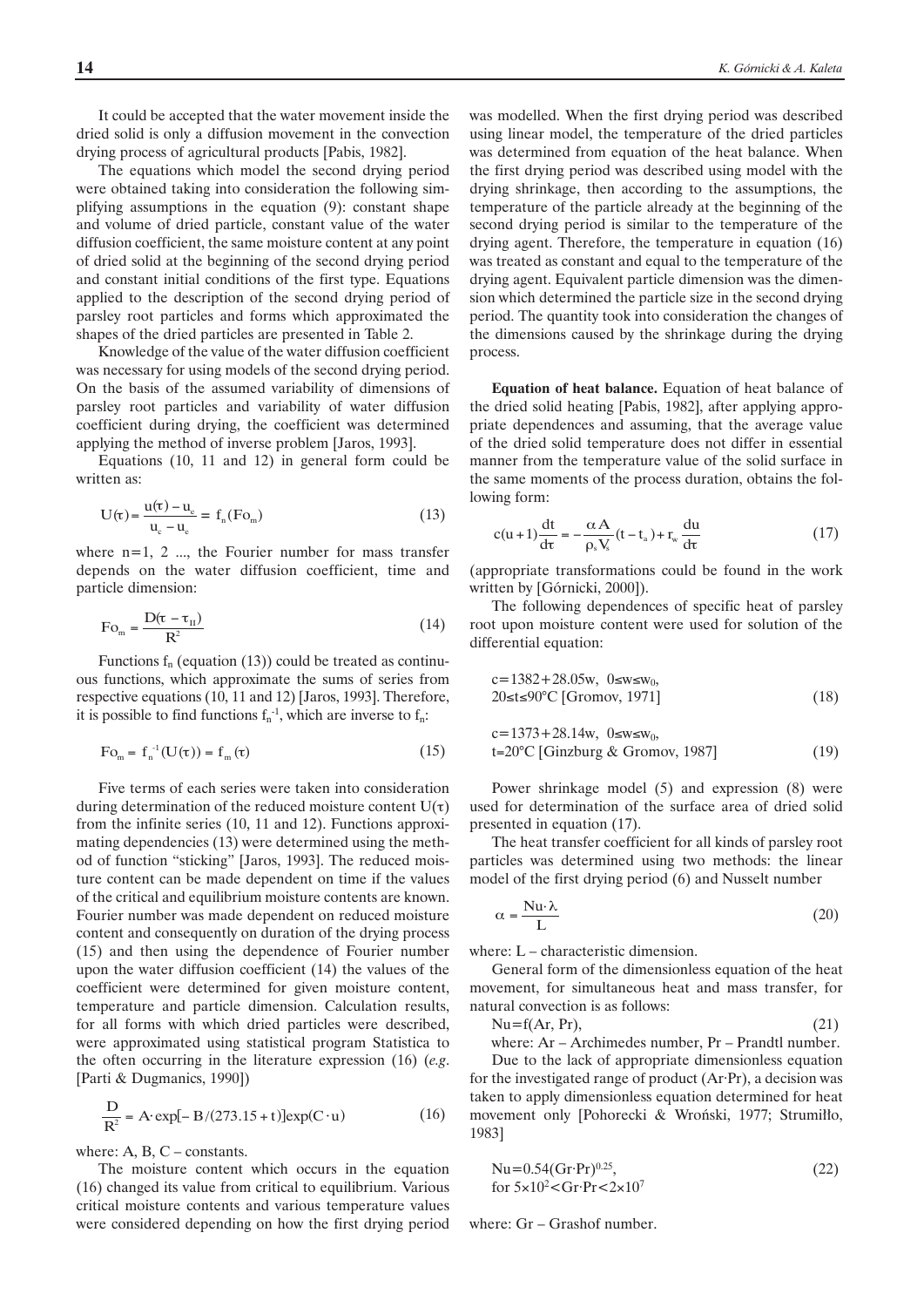It could be accepted that the water movement inside the dried solid is only a diffusion movement in the convection drying process of agricultural products [Pabis, 1982].

The equations which model the second drying period were obtained taking into consideration the following simplifying assumptions in the equation (9): constant shape and volume of dried particle, constant value of the water diffusion coefficient, the same moisture content at any point of dried solid at the beginning of the second drying period and constant initial conditions of the first type. Equations applied to the description of the second drying period of parsley root particles and forms which approximated the shapes of the dried particles are presented in Table 2.

Knowledge of the value of the water diffusion coefficient was necessary for using models of the second drying period. On the basis of the assumed variability of dimensions of parsley root particles and variability of water diffusion coefficient during drying, the coefficient was determined applying the method of inverse problem [Jaros, 1993].

Equations (10, 11 and 12) in general form could be written as:

$$U(\tau) = \frac{u(\tau) - u_e}{u_c - u_e} = f_n(Fo_m) \tag{13}$$

where n=1, 2 ..., the Fourier number for mass transfer depends on the water diffusion coefficient, time and particle dimension:

$$Fo_m = \frac{D(\tau - \tau_{II})}{R^2} \tag{14}$$

Functions $f_n$ (equation (13)) could be treated as continuous functions, which approximate the sums of series from respective equations (10, 11 and 12) [Jaros, 1993]. Therefore, it is possible to find functions $f_n^{-1}$, which are inverse to $f_n$:

$$Fo_m = f_n^{-1}(U(\tau)) = f_m(\tau) \tag{15}$$

Five terms of each series were taken into consideration during determination of the reduced moisture content $U(\tau)$ from the infinite series (10, 11 and 12). Functions approximating dependencies (13) were determined using the method of function "sticking" [Jaros, 1993]. The reduced moisture content can be made dependent on time if the values of the critical and equilibrium moisture contents are known. Fourier number was made dependent on reduced moisture content and consequently on duration of the drying process (15) and then using the dependence of Fourier number upon the water diffusion coefficient (14) the values of the coefficient were determined for given moisture content, temperature and particle dimension. Calculation results, for all forms with which dried particles were described, were approximated using statistical program Statistica to the often occurring in the literature expression (16) (*e.g.* [Parti & Dugmanics, 1990])

$$\frac{D}{R^2} = A \cdot \exp[-B/(273.15 + t)]\exp(C \cdot u) \tag{16}$$

where: A, B, C – constants.

The moisture content which occurs in the equation (16) changed its value from critical to equilibrium. Various critical moisture contents and various temperature values were considered depending on how the first drying period was modelled. When the first drying period was described using linear model, the temperature of the dried particles was determined from equation of the heat balance. When the first drying period was described using model with the drying shrinkage, then according to the assumptions, the temperature of the particle already at the beginning of the second drying period is similar to the temperature of the drying agent. Therefore, the temperature in equation (16) was treated as constant and equal to the temperature of the drying agent. Equivalent particle dimension was the dimension which determined the particle size in the second drying period. The quantity took into consideration the changes of the dimensions caused by the shrinkage during the drying process.

**Equation of heat balance.** Equation of heat balance of the dried solid heating [Pabis, 1982], after applying appropriate dependences and assuming, that the average value of the dried solid temperature does not differ in essential manner from the temperature value of the solid surface in the same moments of the process duration, obtains the following form:

$$c(u+1)\frac{dt}{d\tau} = -\frac{\alpha A}{\rho_s V_s}(t - t_a) + r_w \frac{du}{d\tau} \tag{17}$$

(appropriate transformations could be found in the work written by [Górnicki, 2000]).

The following dependences of specific heat of parsley root upon moisture content were used for solution of the differential equation:

$$c = 1382 + 28.05w, \quad 0 \le w \le w_0, \quad 20 \le t \le 90°C \text{ [Gromov, 1971]} \tag{18}$$

$$c = 1373 + 28.14w, \quad 0 \le w \le w_0, \quad t = 20°C \text{ [Ginzburg \& Gromov, 1987]} \tag{19}$$

Power shrinkage model (5) and expression (8) were used for determination of the surface area of dried solid presented in equation (17).

The heat transfer coefficient for all kinds of parsley root particles was determined using two methods: the linear model of the first drying period (6) and Nusselt number

$$\alpha = \frac{Nu \cdot \lambda}{L} \tag{20}$$

where: L – characteristic dimension.

General form of the dimensionless equation of the heat movement, for simultaneous heat and mass transfer, for natural convection is as follows:

$$Nu = f(Ar, Pr), \tag{21}$$

where: Ar – Archimedes number, Pr – Prandtl number.

Due to the lack of appropriate dimensionless equation for the investigated range of product (Ar·Pr), a decision was taken to apply dimensionless equation determined for heat movement only [Pohorecki & Wroński, 1977; Strumiłło, 1983]

$$Nu = 0.54(Gr \cdot Pr)^{0.25}, \quad \text{for } 5 \times 10^2 < Gr \cdot Pr < 2 \times 10^7 \tag{22}$$

where: Gr – Grashof number.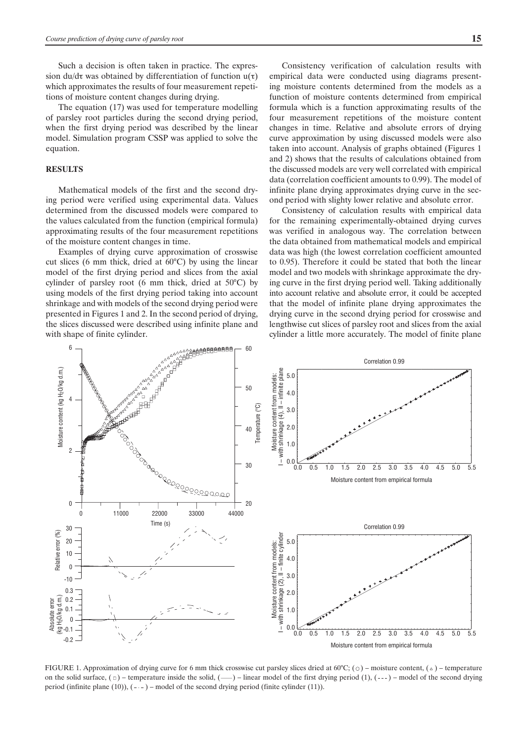Such a decision is often taken in practice. The expression $du/d\tau$ was obtained by differentiation of function $u(\tau)$ which approximates the results of four measurement repetitions of moisture content changes during drying.

The equation (17) was used for temperature modelling of parsley root particles during the second drying period, when the first drying period was described by the linear model. Simulation program CSSP was applied to solve the equation.

## RESULTS

Mathematical models of the first and the second drying period were verified using experimental data. Values determined from the discussed models were compared to the values calculated from the function (empirical formula) approximating results of the four measurement repetitions of the moisture content changes in time.

Examples of drying curve approximation of crosswise cut slices (6 mm thick, dried at 60°C) by using the linear model of the first drying period and slices from the axial cylinder of parsley root (6 mm thick, dried at 50°C) by using models of the first drying period taking into account shrinkage and with models of the second drying period were presented in Figures 1 and 2. In the second period of drying, the slices discussed were described using infinite plane and with shape of finite cylinder.

Consistency verification of calculation results with empirical data were conducted using diagrams presenting moisture contents determined from the models as a function of moisture contents determined from empirical formula which is a function approximating results of the four measurement repetitions of the moisture content changes in time. Relative and absolute errors of drying curve approximation by using discussed models were also taken into account. Analysis of graphs obtained (Figures 1 and 2) shows that the results of calculations obtained from the discussed models are very well correlated with empirical data (correlation coefficient amounts to 0.99). The model of infinite plane drying approximates drying curve in the second period with slighty lower relative and absolute error.

Consistency of calculation results with empirical data for the remaining experimentally-obtained drying curves was verified in analogous way. The correlation between the data obtained from mathematical models and empirical data was high (the lowest correlation coefficient amounted to 0.95). Therefore it could be stated that both the linear model and two models with shrinkage approximate the drying curve in the first drying period well. Taking additionally into account relative and absolute error, it could be accepted that the model of infinite plane drying approximates the drying curve in the second drying period for crosswise and lengthwise cut slices of parsley root and slices from the axial cylinder a little more accurately. The model of finite plane

Moisture content (kg H2O/kg d.m.)
Temperature (°C)
Time (s)
0 11000 22000 33000 44000
Relative error (%)
Absolute error (kg H2O/kg d.m.)

Correlation 0.99
Moisture content from models: I – with shrinkage (4), II – infinite plane
Moisture content from empirical formula

Correlation 0.99
Moisture content from models: I – with shrinkage (2), II – finite cylinder
Moisture content from empirical formula

FIGURE 1. Approximation of drying curve for 6 mm thick crosswise cut parsley slices dried at 60°C; (○) – moisture content, (△) – temperature on the solid surface, (□) – temperature inside the solid, (——) – linear model of the first drying period (1), (- - -) – model of the second drying period (infinite plane (10)), (- · -) – model of the second drying period (finite cylinder (11)).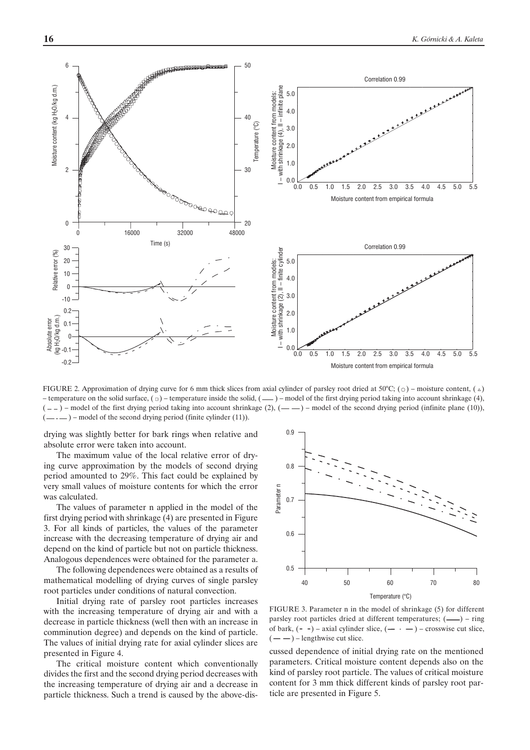Moisture content (kg H₂O/kg d.m.)

Temperature (°C)

Time (s)

Relative error (%)

Absolute error (kg H₂O/kg d.m.)

Correlation 0.99

Moisture content from models: I – with shrinkage (4), II – infinite plane

Moisture content from empirical formula

Correlation 0.99

Moisture content from models: I – with shrinkage (2), II – finite cylinder

Moisture content from empirical formula

FIGURE 2. Approximation of drying curve for 6 mm thick slices from axial cylinder of parsley root dried at 50°C; (○) – moisture content, (△) – temperature on the solid surface, (□) – temperature inside the solid, (——) – model of the first drying period taking into account shrinkage (4), (– –) – model of the first drying period taking into account shrinkage (2), (—— ——) – model of the second drying period (infinite plane (10)), (—- —) – model of the second drying period (finite cylinder (11)).

drying was slightly better for bark rings when relative and absolute error were taken into account.

The maximum value of the local relative error of drying curve approximation by the models of second drying period amounted to 29%. This fact could be explained by very small values of moisture contents for which the error was calculated.

The values of parameter n applied in the model of the first drying period with shrinkage (4) are presented in Figure 3. For all kinds of particles, the values of the parameter increase with the decreasing temperature of drying air and depend on the kind of particle but not on particle thickness. Analogous dependences were obtained for the parameter a.

The following dependences were obtained as a results of mathematical modelling of drying curves of single parsley root particles under conditions of natural convection.

Initial drying rate of parsley root particles increases with the increasing temperature of drying air and with a decrease in particle thickness (well then with an increase in comminution degree) and depends on the kind of particle. The values of initial drying rate for axial cylinder slices are presented in Figure 4.

The critical moisture content which conventionally divides the first and the second drying period decreases with the increasing temperature of drying air and a decrease in particle thickness. Such a trend is caused by the above-discussed dependence of initial drying rate on the mentioned parameters. Critical moisture content depends also on the kind of parsley root particle. The values of critical moisture content for 3 mm thick different kinds of parsley root particle are presented in Figure 5.

Parameter n

Temperature (°C)

FIGURE 3. Parameter n in the model of shrinkage (5) for different parsley root particles dried at different temperatures; (——) – ring of bark, (- -) – axial cylinder slice, (— · —) – crosswise cut slice, (— —) – lengthwise cut slice.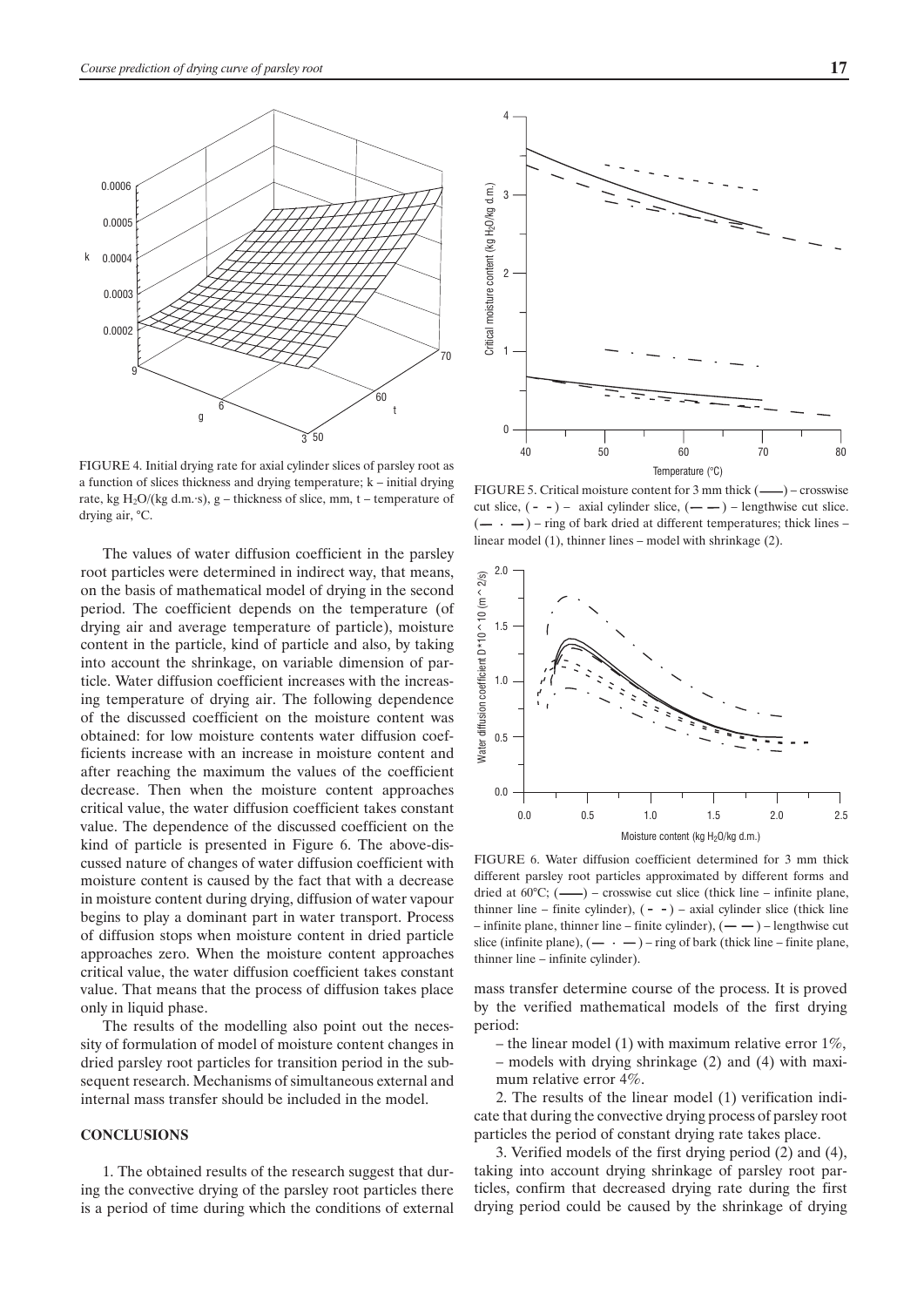0.0006
0.0005
k 0.0004
0.0003
0.0002
9
6
g
3 50
60
t
70

FIGURE 4. Initial drying rate for axial cylinder slices of parsley root as a function of slices thickness and drying temperature; k – initial drying rate, kg $H_2O$/(kg d.m.·s), g – thickness of slice, mm, t – temperature of drying air, °C.

4
3
2
1
0
Critical moisture content (kg $H_2O$/kg d.m.)
40 50 60 70 80
Temperature (°C)

FIGURE 5. Critical moisture content for 3 mm thick (——) – crosswise cut slice, (- -) – axial cylinder slice, (— —) – lengthwise cut slice. (— · —) – ring of bark dried at different temperatures; thick lines – linear model (1), thinner lines – model with shrinkage (2).

The values of water diffusion coefficient in the parsley root particles were determined in indirect way, that means, on the basis of mathematical model of drying in the second period. The coefficient depends on the temperature (of drying air and average temperature of particle), moisture content in the particle, kind of particle and also, by taking into account the shrinkage, on variable dimension of particle. Water diffusion coefficient increases with the increasing temperature of drying air. The following dependence of the discussed coefficient on the moisture content was obtained: for low moisture contents water diffusion coefficients increase with an increase in moisture content and after reaching the maximum the values of the coefficient decrease. Then when the moisture content approaches critical value, the water diffusion coefficient takes constant value. The dependence of the discussed coefficient on the kind of particle is presented in Figure 6. The above-discussed nature of changes of water diffusion coefficient with moisture content is caused by the fact that with a decrease in moisture content during drying, diffusion of water vapour begins to play a dominant part in water transport. Process of diffusion stops when moisture content in dried particle approaches zero. When the moisture content approaches critical value, the water diffusion coefficient takes constant value. That means that the process of diffusion takes place only in liquid phase.

The results of the modelling also point out the necessity of formulation of model of moisture content changes in dried parsley root particles for transition period in the subsequent research. Mechanisms of simultaneous external and internal mass transfer should be included in the model.

2.0
1.5
1.0
0.5
0.0
Water diffusion coefficient D*10^10 (m^2/s)
0.0 0.5 1.0 1.5 2.0 2.5
Moisture content (kg $H_2O$/kg d.m.)

FIGURE 6. Water diffusion coefficient determined for 3 mm thick different parsley root particles approximated by different forms and dried at 60°C; (——) – crosswise cut slice (thick line – infinite plane, thinner line – finite cylinder), (- -) – axial cylinder slice (thick line – infinite plane, thinner line – finite cylinder), (— —) – lengthwise cut slice (infinite plane), (— · —) – ring of bark (thick line – finite plane, thinner line – infinite cylinder).

## CONCLUSIONS

1. The obtained results of the research suggest that during the convective drying of the parsley root particles there is a period of time during which the conditions of external mass transfer determine course of the process. It is proved by the verified mathematical models of the first drying period:

– the linear model (1) with maximum relative error 1%,
– models with drying shrinkage (2) and (4) with maximum relative error 4%.

2. The results of the linear model (1) verification indicate that during the convective drying process of parsley root particles the period of constant drying rate takes place.

3. Verified models of the first drying period (2) and (4), taking into account drying shrinkage of parsley root particles, confirm that decreased drying rate during the first drying period could be caused by the shrinkage of drying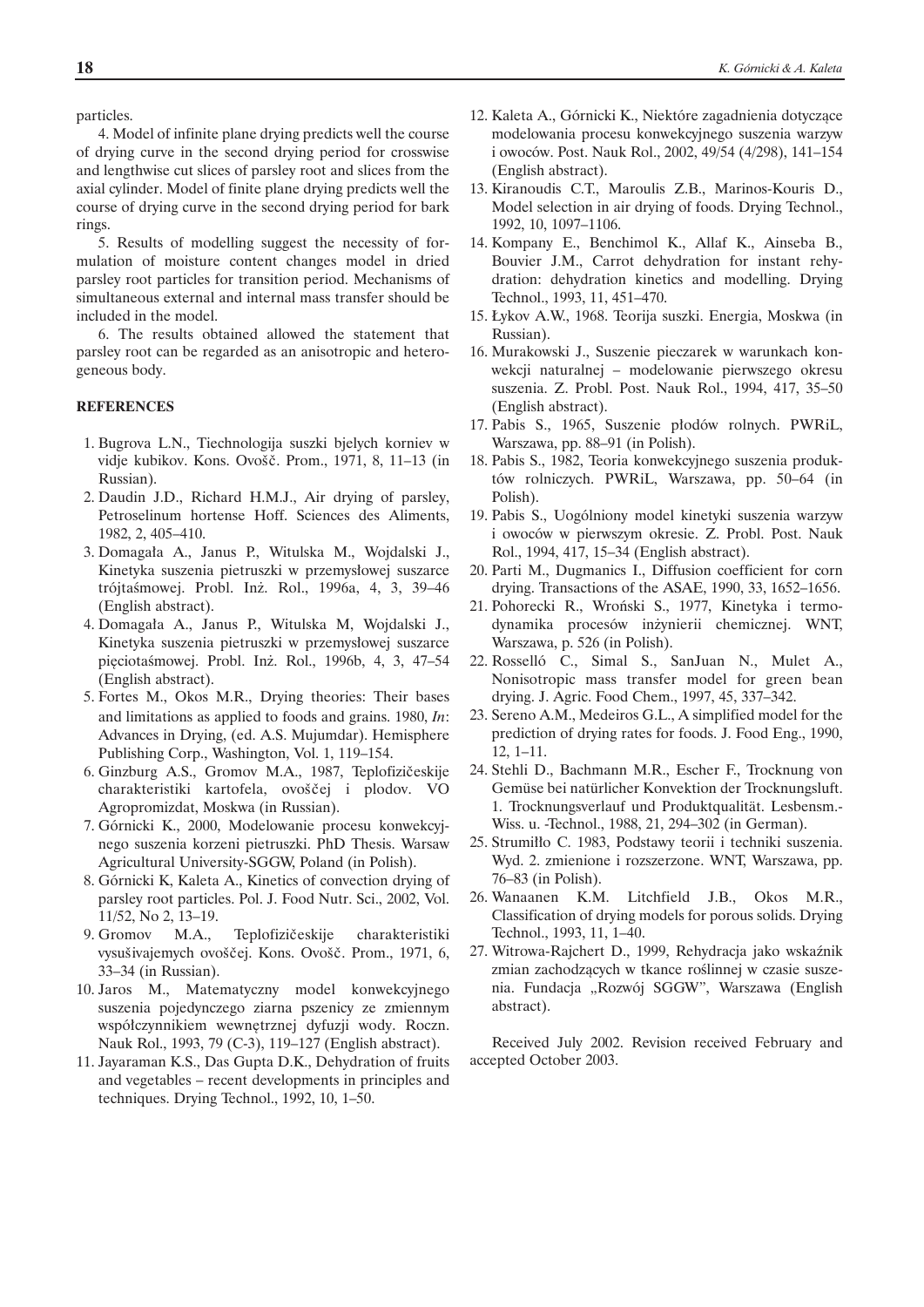particles.

4. Model of infinite plane drying predicts well the course of drying curve in the second drying period for crosswise and lengthwise cut slices of parsley root and slices from the axial cylinder. Model of finite plane drying predicts well the course of drying curve in the second drying period for bark rings.

5. Results of modelling suggest the necessity of formulation of moisture content changes model in dried parsley root particles for transition period. Mechanisms of simultaneous external and internal mass transfer should be included in the model.

6. The results obtained allowed the statement that parsley root can be regarded as an anisotropic and heterogeneous body.

## REFERENCES

1. Bugrova L.N., Tiechnologija suszki bjelych korniev w vidje kubikov. Kons. Ovošč. Prom., 1971, 8, 11–13 (in Russian).
2. Daudin J.D., Richard H.M.J., Air drying of parsley, Petroselinum hortense Hoff. Sciences des Aliments, 1982, 2, 405–410.
3. Domagała A., Janus P., Witulska M., Wojdalski J., Kinetyka suszenia pietruszki w przemysłowej suszarce trójtaśmowej. Probl. Inż. Rol., 1996a, 4, 3, 39–46 (English abstract).
4. Domagała A., Janus P., Witulska M, Wojdalski J., Kinetyka suszenia pietruszki w przemysłowej suszarce pięciotaśmowej. Probl. Inż. Rol., 1996b, 4, 3, 47–54 (English abstract).
5. Fortes M., Okos M.R., Drying theories: Their bases and limitations as applied to foods and grains. 1980, *In*: Advances in Drying, (ed. A.S. Mujumdar). Hemisphere Publishing Corp., Washington, Vol. 1, 119–154.
6. Ginzburg A.S., Gromov M.A., 1987, Teplofizičeskije charakteristiki kartofela, ovoščej i plodov. VO Agropromizdat, Moskwa (in Russian).
7. Górnicki K., 2000, Modelowanie procesu konwekcyjnego suszenia korzeni pietruszki. PhD Thesis. Warsaw Agricultural University-SGGW, Poland (in Polish).
8. Górnicki K, Kaleta A., Kinetics of convection drying of parsley root particles. Pol. J. Food Nutr. Sci., 2002, Vol. 11/52, No 2, 13–19.
9. Gromov M.A., Teplofizičeskije charakteristiki vysušivajemych ovoščej. Kons. Ovošč. Prom., 1971, 6, 33–34 (in Russian).
10. Jaros M., Matematyczny model konwekcyjnego suszenia pojedynczego ziarna pszenicy ze zmiennym współczynnikiem wewnętrznej dyfuzji wody. Roczn. Nauk Rol., 1993, 79 (C-3), 119–127 (English abstract).
11. Jayaraman K.S., Das Gupta D.K., Dehydration of fruits and vegetables – recent developments in principles and techniques. Drying Technol., 1992, 10, 1–50.
12. Kaleta A., Górnicki K., Niektóre zagadnienia dotyczące modelowania procesu konwekcyjnego suszenia warzyw i owoców. Post. Nauk Rol., 2002, 49/54 (4/298), 141–154 (English abstract).
13. Kiranoudis C.T., Maroulis Z.B., Marinos-Kouris D., Model selection in air drying of foods. Drying Technol., 1992, 10, 1097–1106.
14. Kompany E., Benchimol K., Allaf K., Ainseba B., Bouvier J.M., Carrot dehydration for instant rehydration: dehydration kinetics and modelling. Drying Technol., 1993, 11, 451–470.
15. Łykov A.W., 1968. Teorija suszki. Energia, Moskwa (in Russian).
16. Murakowski J., Suszenie pieczarek w warunkach konwekcji naturalnej – modelowanie pierwszego okresu suszenia. Z. Probl. Post. Nauk Rol., 1994, 417, 35–50 (English abstract).
17. Pabis S., 1965, Suszenie płodów rolnych. PWRiL, Warszawa, pp. 88–91 (in Polish).
18. Pabis S., 1982, Teoria konwekcyjnego suszenia produktów rolniczych. PWRiL, Warszawa, pp. 50–64 (in Polish).
19. Pabis S., Uogólniony model kinetyki suszenia warzyw i owoców w pierwszym okresie. Z. Probl. Post. Nauk Rol., 1994, 417, 15–34 (English abstract).
20. Parti M., Dugmanics I., Diffusion coefficient for corn drying. Transactions of the ASAE, 1990, 33, 1652–1656.
21. Pohorecki R., Wroński S., 1977, Kinetyka i termodynamika procesów inżynierii chemicznej. WNT, Warszawa, p. 526 (in Polish).
22. Rosselló C., Simal S., SanJuan N., Mulet A., Nonisotropic mass transfer model for green bean drying. J. Agric. Food Chem., 1997, 45, 337–342.
23. Sereno A.M., Medeiros G.L., A simplified model for the prediction of drying rates for foods. J. Food Eng., 1990, 12, 1–11.
24. Stehli D., Bachmann M.R., Escher F., Trocknung von Gemüse bei natürlicher Konvektion der Trocknungsluft. 1. Trocknungsverlauf und Produktqualität. Lesbensm.-Wiss. u. -Technol., 1988, 21, 294–302 (in German).
25. Strumiłło C. 1983, Podstawy teorii i techniki suszenia. Wyd. 2. zmienione i rozszerzone. WNT, Warszawa, pp. 76–83 (in Polish).
26. Wanaanen K.M. Litchfield J.B., Okos M.R., Classification of drying models for porous solids. Drying Technol., 1993, 11, 1–40.
27. Witrowa-Rajchert D., 1999, Rehydracja jako wskaźnik zmian zachodzących w tkance roślinnej w czasie suszenia. Fundacja „Rozwój SGGW", Warszawa (English abstract).

Received July 2002. Revision received February and accepted October 2003.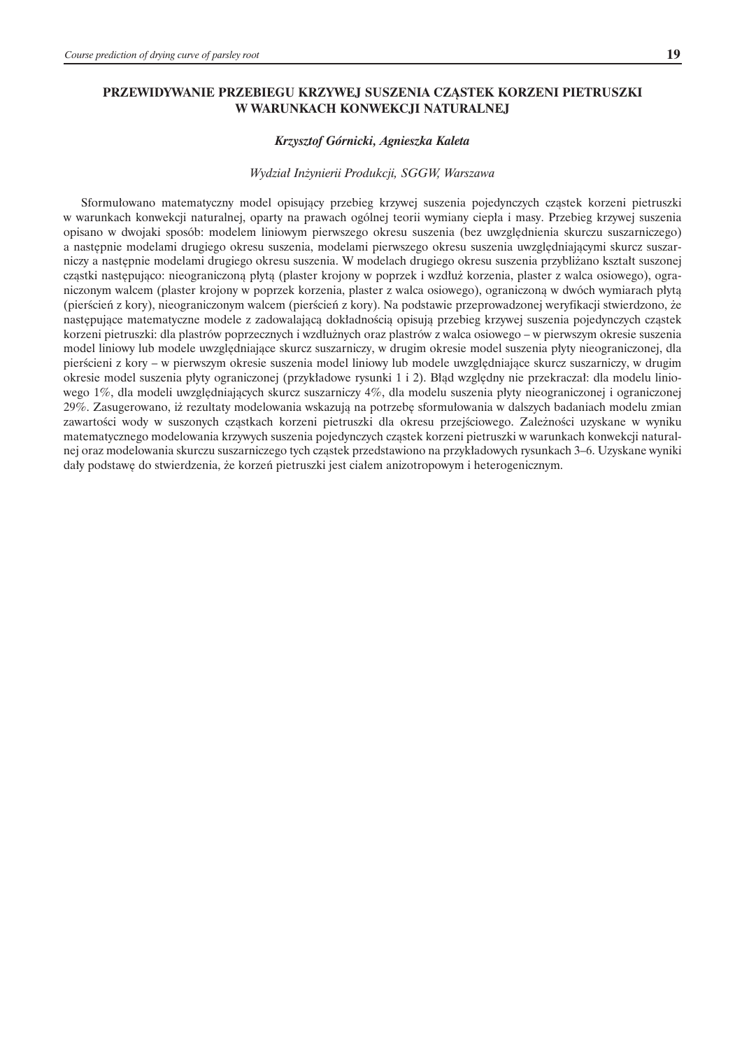## PRZEWIDYWANIE PRZEBIEGU KRZYWEJ SUSZENIA CZĄSTEK KORZENI PIETRUSZKI W WARUNKACH KONWEKCJI NATURALNEJ

***Krzysztof Górnicki, Agnieszka Kaleta***

*Wydział Inżynierii Produkcji, SGGW, Warszawa*

Sformułowano matematyczny model opisujący przebieg krzywej suszenia pojedynczych cząstek korzeni pietruszki w warunkach konwekcji naturalnej, oparty na prawach ogólnej teorii wymiany ciepła i masy. Przebieg krzywej suszenia opisano w dwojaki sposób: modelem liniowym pierwszego okresu suszenia (bez uwzględnienia skurczu suszarniczego) a następnie modelami drugiego okresu suszenia, modelami pierwszego okresu suszenia uwzględniającymi skurcz suszarniczy a następnie modelami drugiego okresu suszenia. W modelach drugiego okresu suszenia przybliżano kształt suszonej cząstki następująco: nieograniczoną płytą (plaster krojony w poprzek i wzdłuż korzenia, plaster z walca osiowego), ograniczonym walcem (plaster krojony w poprzek korzenia, plaster z walca osiowego), ograniczoną w dwóch wymiarach płytą (pierścień z kory), nieograniczonym walcem (pierścień z kory). Na podstawie przeprowadzonej weryfikacji stwierdzono, że następujące matematyczne modele z zadowalającą dokładnością opisują przebieg krzywej suszenia pojedynczych cząstek korzeni pietruszki: dla plastrów poprzecznych i wzdłużnych oraz plastrów z walca osiowego – w pierwszym okresie suszenia model liniowy lub modele uwzględniające skurcz suszarniczy, w drugim okresie model suszenia płyty nieograniczonej, dla pierścieni z kory – w pierwszym okresie suszenia model liniowy lub modele uwzględniające skurcz suszarniczy, w drugim okresie model suszenia płyty ograniczonej (przykładowe rysunki 1 i 2). Błąd względny nie przekraczał: dla modelu liniowego 1%, dla modeli uwzględniających skurcz suszarniczy 4%, dla modelu suszenia płyty nieograniczonej i ograniczonej 29%. Zasugerowano, iż rezultaty modelowania wskazują na potrzebę sformułowania w dalszych badaniach modelu zmian zawartości wody w suszonych cząstkach korzeni pietruszki dla okresu przejściowego. Zależności uzyskane w wyniku matematycznego modelowania krzywych suszenia pojedynczych cząstek korzeni pietruszki w warunkach konwekcji naturalnej oraz modelowania skurczu suszarniczego tych cząstek przedstawiono na przykładowych rysunkach 3–6. Uzyskane wyniki dały podstawę do stwierdzenia, że korzeń pietruszki jest ciałem anizotropowym i heterogenicznym.